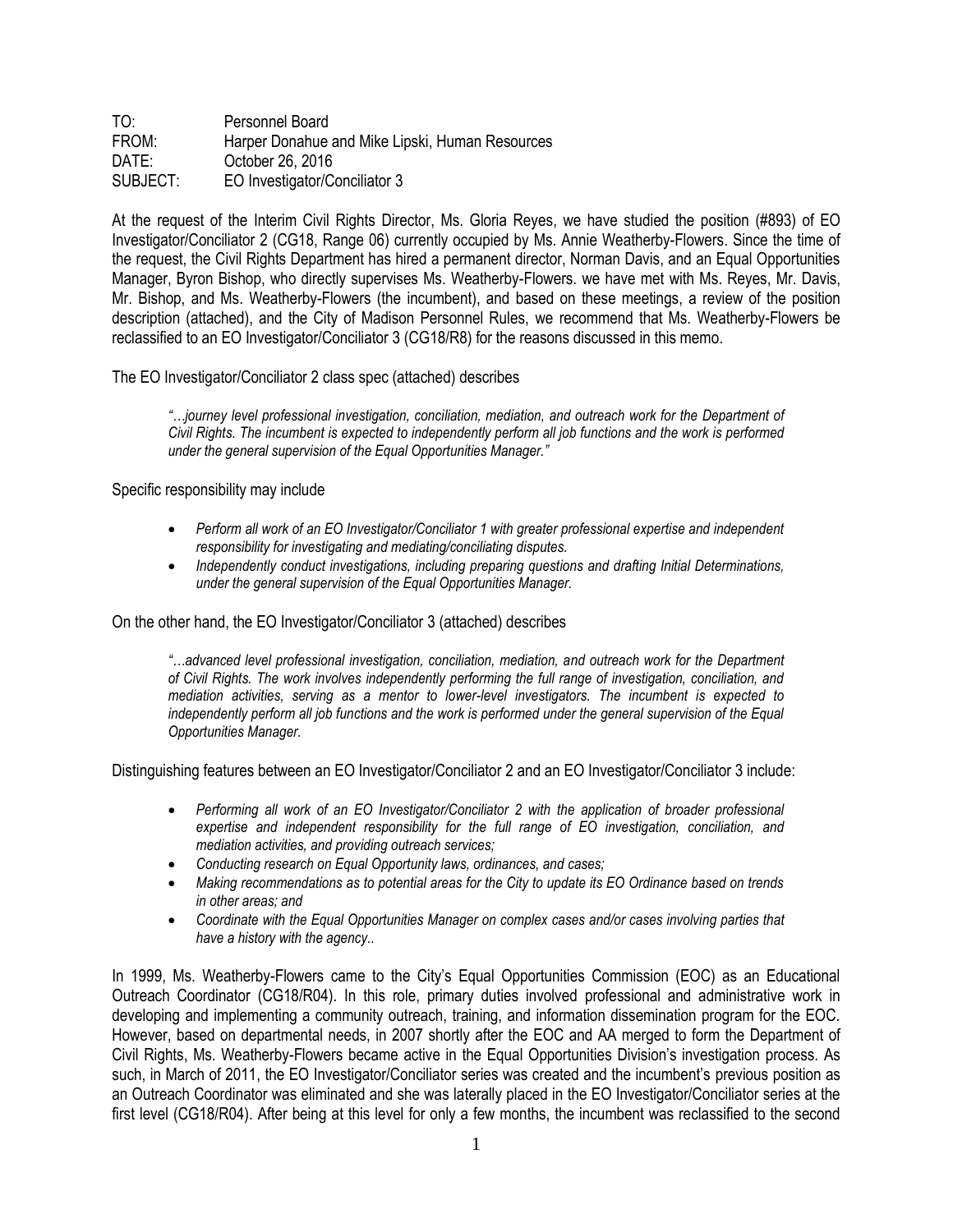TO: Personnel Board
FROM: Harper Donahue and Mike Lipski, Human Resources
DATE: October 26, 2016
SUBJECT: EO Investigator/Conciliator 3

At the request of the Interim Civil Rights Director, Ms. Gloria Reyes, we have studied the position (#893) of EO Investigator/Conciliator 2 (CG18, Range 06) currently occupied by Ms. Annie Weatherby-Flowers. Since the time of the request, the Civil Rights Department has hired a permanent director, Norman Davis, and an Equal Opportunities Manager, Byron Bishop, who directly supervises Ms. Weatherby-Flowers. we have met with Ms. Reyes, Mr. Davis, Mr. Bishop, and Ms. Weatherby-Flowers (the incumbent), and based on these meetings, a review of the position description (attached), and the City of Madison Personnel Rules, we recommend that Ms. Weatherby-Flowers be reclassified to an EO Investigator/Conciliator 3 (CG18/R8) for the reasons discussed in this memo.

The EO Investigator/Conciliator 2 class spec (attached) describes

> *"…journey level professional investigation, conciliation, mediation, and outreach work for the Department of Civil Rights. The incumbent is expected to independently perform all job functions and the work is performed under the general supervision of the Equal Opportunities Manager."*

Specific responsibility may include

- *Perform all work of an EO Investigator/Conciliator 1 with greater professional expertise and independent responsibility for investigating and mediating/conciliating disputes.*
- *Independently conduct investigations, including preparing questions and drafting Initial Determinations, under the general supervision of the Equal Opportunities Manager.*

On the other hand, the EO Investigator/Conciliator 3 (attached) describes

> *"…advanced level professional investigation, conciliation, mediation, and outreach work for the Department of Civil Rights. The work involves independently performing the full range of investigation, conciliation, and mediation activities, serving as a mentor to lower-level investigators. The incumbent is expected to independently perform all job functions and the work is performed under the general supervision of the Equal Opportunities Manager.*

Distinguishing features between an EO Investigator/Conciliator 2 and an EO Investigator/Conciliator 3 include:

- *Performing all work of an EO Investigator/Conciliator 2 with the application of broader professional expertise and independent responsibility for the full range of EO investigation, conciliation, and mediation activities, and providing outreach services;*
- *Conducting research on Equal Opportunity laws, ordinances, and cases;*
- *Making recommendations as to potential areas for the City to update its EO Ordinance based on trends in other areas; and*
- *Coordinate with the Equal Opportunities Manager on complex cases and/or cases involving parties that have a history with the agency..*

In 1999, Ms. Weatherby-Flowers came to the City's Equal Opportunities Commission (EOC) as an Educational Outreach Coordinator (CG18/R04). In this role, primary duties involved professional and administrative work in developing and implementing a community outreach, training, and information dissemination program for the EOC. However, based on departmental needs, in 2007 shortly after the EOC and AA merged to form the Department of Civil Rights, Ms. Weatherby-Flowers became active in the Equal Opportunities Division's investigation process. As such, in March of 2011, the EO Investigator/Conciliator series was created and the incumbent's previous position as an Outreach Coordinator was eliminated and she was laterally placed in the EO Investigator/Conciliator series at the first level (CG18/R04). After being at this level for only a few months, the incumbent was reclassified to the second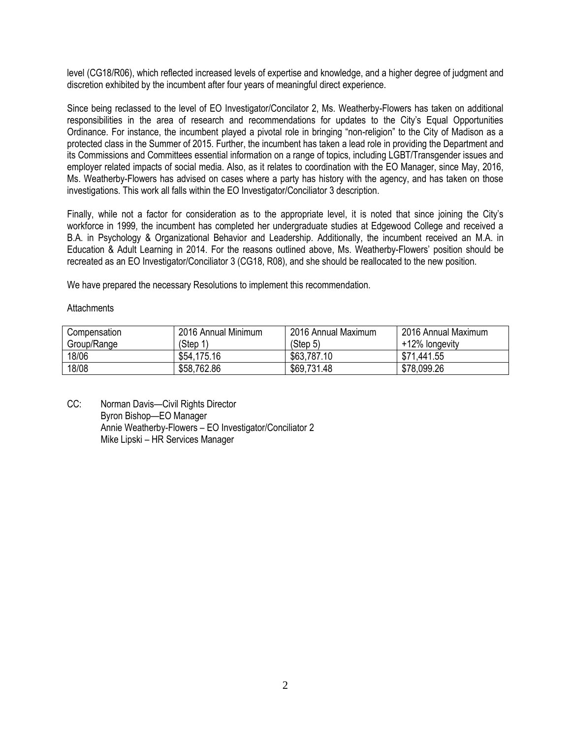level (CG18/R06), which reflected increased levels of expertise and knowledge, and a higher degree of judgment and discretion exhibited by the incumbent after four years of meaningful direct experience.

Since being reclassed to the level of EO Investigator/Concilator 2, Ms. Weatherby-Flowers has taken on additional responsibilities in the area of research and recommendations for updates to the City's Equal Opportunities Ordinance. For instance, the incumbent played a pivotal role in bringing "non-religion" to the City of Madison as a protected class in the Summer of 2015. Further, the incumbent has taken a lead role in providing the Department and its Commissions and Committees essential information on a range of topics, including LGBT/Transgender issues and employer related impacts of social media. Also, as it relates to coordination with the EO Manager, since May, 2016, Ms. Weatherby-Flowers has advised on cases where a party has history with the agency, and has taken on those investigations. This work all falls within the EO Investigator/Conciliator 3 description.

Finally, while not a factor for consideration as to the appropriate level, it is noted that since joining the City's workforce in 1999, the incumbent has completed her undergraduate studies at Edgewood College and received a B.A. in Psychology & Organizational Behavior and Leadership. Additionally, the incumbent received an M.A. in Education & Adult Learning in 2014. For the reasons outlined above, Ms. Weatherby-Flowers' position should be recreated as an EO Investigator/Conciliator 3 (CG18, R08), and she should be reallocated to the new position.

We have prepared the necessary Resolutions to implement this recommendation.

Attachments

| Compensation Group/Range | 2016 Annual Minimum (Step 1) | 2016 Annual Maximum (Step 5) | 2016 Annual Maximum +12% longevity |
|---|---|---|---|
| 18/06 | $54,175.16 | $63,787.10 | $71,441.55 |
| 18/08 | $58,762.86 | $69,731.48 | $78,099.26 |

CC: Norman Davis—Civil Rights Director
Byron Bishop—EO Manager
Annie Weatherby-Flowers – EO Investigator/Conciliator 2
Mike Lipski – HR Services Manager